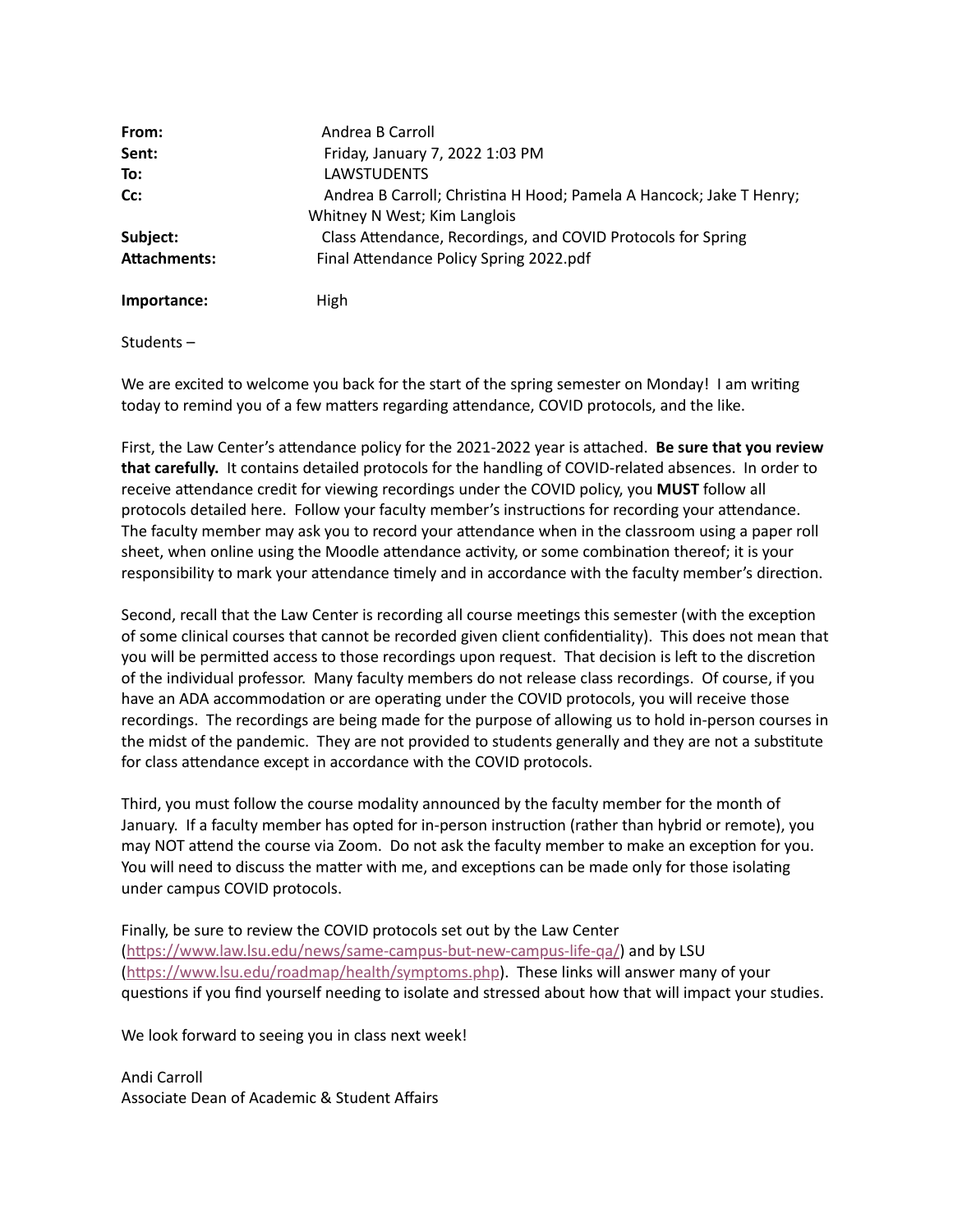| | |
|---|---|
| **From:** | Andrea B Carroll |
| **Sent:** | Friday, January 7, 2022 1:03 PM |
| **To:** | LAWSTUDENTS |
| **Cc:** | Andrea B Carroll; Christina H Hood; Pamela A Hancock; Jake T Henry; Whitney N West; Kim Langlois |
| **Subject:** | Class Attendance, Recordings, and COVID Protocols for Spring |
| **Attachments:** | Final Attendance Policy Spring 2022.pdf |
| **Importance:** | High |

Students –

We are excited to welcome you back for the start of the spring semester on Monday! I am writing today to remind you of a few matters regarding attendance, COVID protocols, and the like.

First, the Law Center's attendance policy for the 2021-2022 year is attached. **Be sure that you review that carefully.** It contains detailed protocols for the handling of COVID-related absences. In order to receive attendance credit for viewing recordings under the COVID policy, you **MUST** follow all protocols detailed here. Follow your faculty member's instructions for recording your attendance. The faculty member may ask you to record your attendance when in the classroom using a paper roll sheet, when online using the Moodle attendance activity, or some combination thereof; it is your responsibility to mark your attendance timely and in accordance with the faculty member's direction.

Second, recall that the Law Center is recording all course meetings this semester (with the exception of some clinical courses that cannot be recorded given client confidentiality). This does not mean that you will be permitted access to those recordings upon request. That decision is left to the discretion of the individual professor. Many faculty members do not release class recordings. Of course, if you have an ADA accommodation or are operating under the COVID protocols, you will receive those recordings. The recordings are being made for the purpose of allowing us to hold in-person courses in the midst of the pandemic. They are not provided to students generally and they are not a substitute for class attendance except in accordance with the COVID protocols.

Third, you must follow the course modality announced by the faculty member for the month of January. If a faculty member has opted for in-person instruction (rather than hybrid or remote), you may NOT attend the course via Zoom. Do not ask the faculty member to make an exception for you. You will need to discuss the matter with me, and exceptions can be made only for those isolating under campus COVID protocols.

Finally, be sure to review the COVID protocols set out by the Law Center (https://www.law.lsu.edu/news/same-campus-but-new-campus-life-qa/) and by LSU (https://www.lsu.edu/roadmap/health/symptoms.php). These links will answer many of your questions if you find yourself needing to isolate and stressed about how that will impact your studies.

We look forward to seeing you in class next week!

Andi Carroll
Associate Dean of Academic & Student Affairs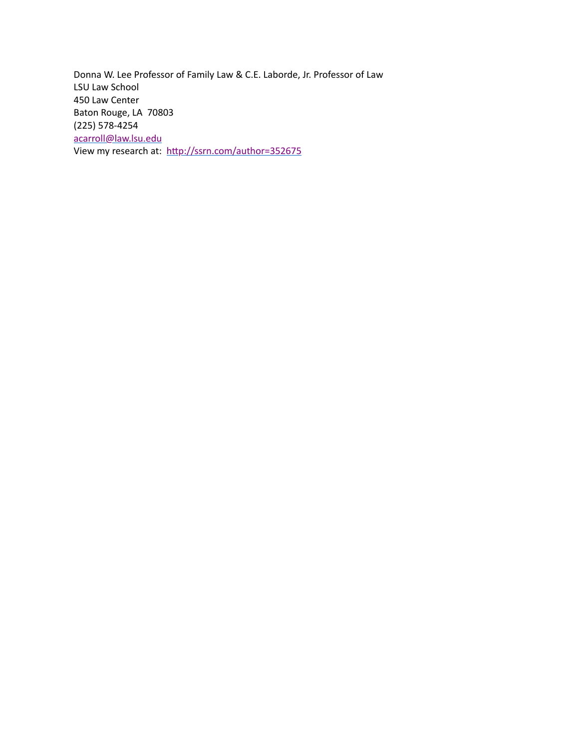Donna W. Lee Professor of Family Law & C.E. Laborde, Jr. Professor of Law
LSU Law School
450 Law Center
Baton Rouge, LA 70803
(225) 578-4254
acarroll@law.lsu.edu
View my research at: http://ssrn.com/author=352675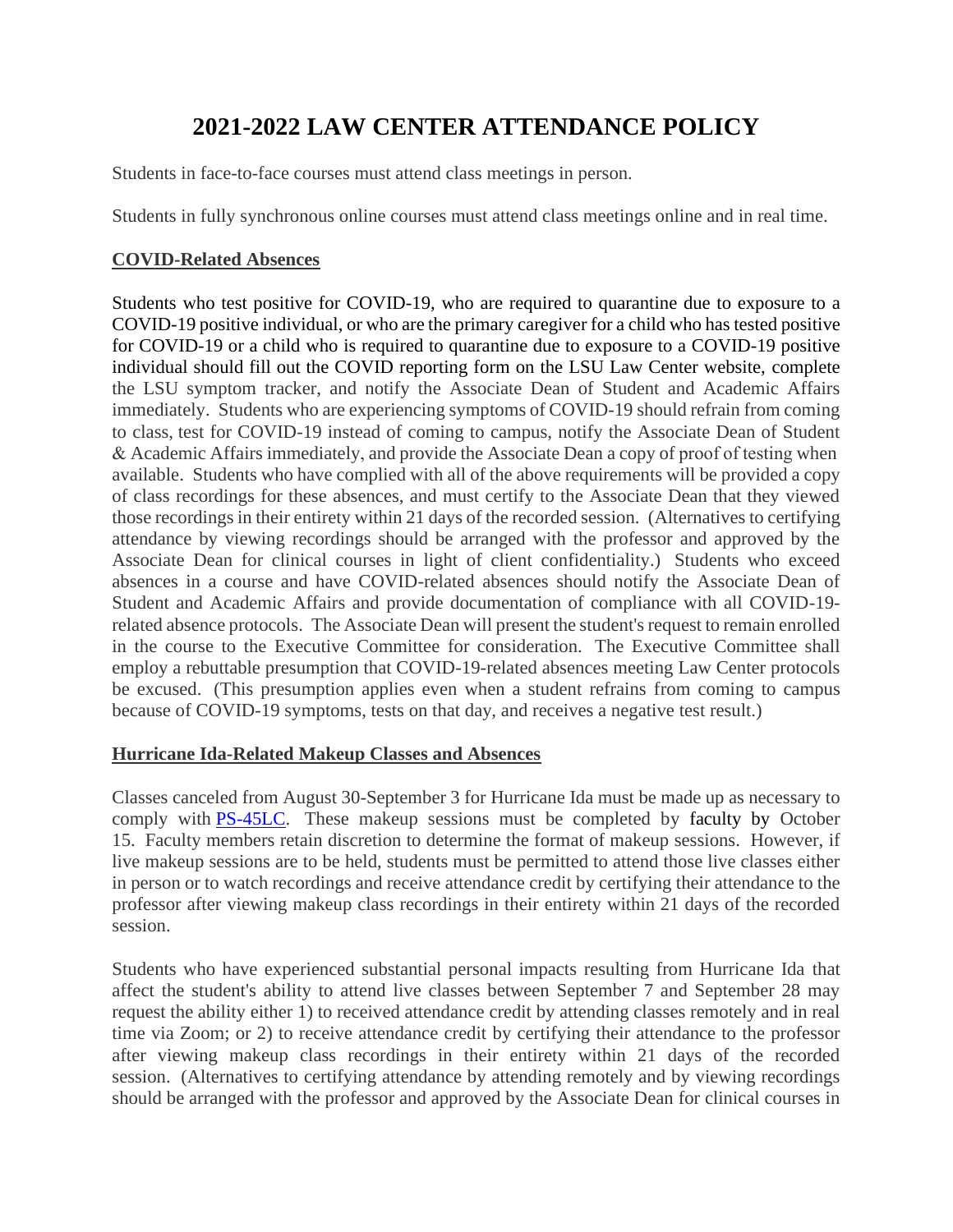# 2021-2022 LAW CENTER ATTENDANCE POLICY

Students in face-to-face courses must attend class meetings in person.

Students in fully synchronous online courses must attend class meetings online and in real time.

**COVID-Related Absences**

Students who test positive for COVID-19, who are required to quarantine due to exposure to a COVID-19 positive individual, or who are the primary caregiver for a child who has tested positive for COVID-19 or a child who is required to quarantine due to exposure to a COVID-19 positive individual should fill out the COVID reporting form on the LSU Law Center website, complete the LSU symptom tracker, and notify the Associate Dean of Student and Academic Affairs immediately. Students who are experiencing symptoms of COVID-19 should refrain from coming to class, test for COVID-19 instead of coming to campus, notify the Associate Dean of Student & Academic Affairs immediately, and provide the Associate Dean a copy of proof of testing when available. Students who have complied with all of the above requirements will be provided a copy of class recordings for these absences, and must certify to the Associate Dean that they viewed those recordings in their entirety within 21 days of the recorded session. (Alternatives to certifying attendance by viewing recordings should be arranged with the professor and approved by the Associate Dean for clinical courses in light of client confidentiality.) Students who exceed absences in a course and have COVID-related absences should notify the Associate Dean of Student and Academic Affairs and provide documentation of compliance with all COVID-19-related absence protocols. The Associate Dean will present the student's request to remain enrolled in the course to the Executive Committee for consideration. The Executive Committee shall employ a rebuttable presumption that COVID-19-related absences meeting Law Center protocols be excused. (This presumption applies even when a student refrains from coming to campus because of COVID-19 symptoms, tests on that day, and receives a negative test result.)

**Hurricane Ida-Related Makeup Classes and Absences**

Classes canceled from August 30-September 3 for Hurricane Ida must be made up as necessary to comply with PS-45LC. These makeup sessions must be completed by faculty by October 15. Faculty members retain discretion to determine the format of makeup sessions. However, if live makeup sessions are to be held, students must be permitted to attend those live classes either in person or to watch recordings and receive attendance credit by certifying their attendance to the professor after viewing makeup class recordings in their entirety within 21 days of the recorded session.

Students who have experienced substantial personal impacts resulting from Hurricane Ida that affect the student's ability to attend live classes between September 7 and September 28 may request the ability either 1) to received attendance credit by attending classes remotely and in real time via Zoom; or 2) to receive attendance credit by certifying their attendance to the professor after viewing makeup class recordings in their entirety within 21 days of the recorded session. (Alternatives to certifying attendance by attending remotely and by viewing recordings should be arranged with the professor and approved by the Associate Dean for clinical courses in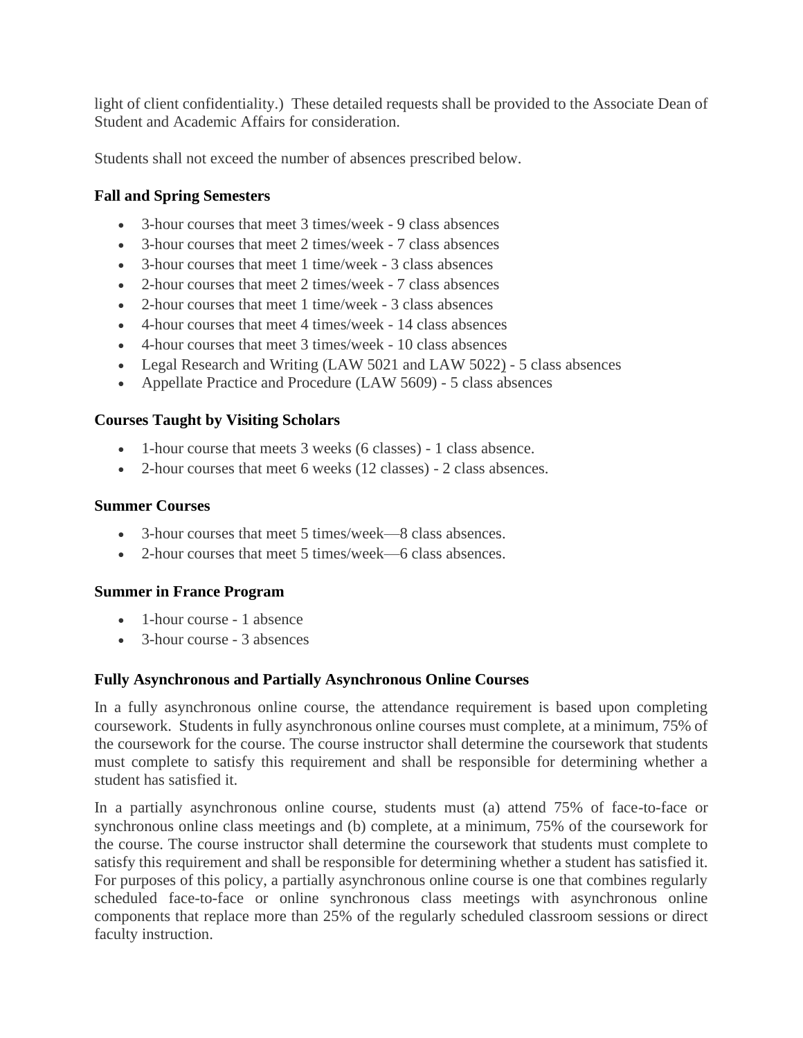light of client confidentiality.) These detailed requests shall be provided to the Associate Dean of Student and Academic Affairs for consideration.

Students shall not exceed the number of absences prescribed below.

**Fall and Spring Semesters**

- 3-hour courses that meet 3 times/week - 9 class absences
- 3-hour courses that meet 2 times/week - 7 class absences
- 3-hour courses that meet 1 time/week - 3 class absences
- 2-hour courses that meet 2 times/week - 7 class absences
- 2-hour courses that meet 1 time/week - 3 class absences
- 4-hour courses that meet 4 times/week - 14 class absences
- 4-hour courses that meet 3 times/week - 10 class absences
- Legal Research and Writing (LAW 5021 and LAW 5022) - 5 class absences
- Appellate Practice and Procedure (LAW 5609) - 5 class absences

**Courses Taught by Visiting Scholars**

- 1-hour course that meets 3 weeks (6 classes) - 1 class absence.
- 2-hour courses that meet 6 weeks (12 classes) - 2 class absences.

**Summer Courses**

- 3-hour courses that meet 5 times/week—8 class absences.
- 2-hour courses that meet 5 times/week—6 class absences.

**Summer in France Program**

- 1-hour course - 1 absence
- 3-hour course - 3 absences

**Fully Asynchronous and Partially Asynchronous Online Courses**

In a fully asynchronous online course, the attendance requirement is based upon completing coursework. Students in fully asynchronous online courses must complete, at a minimum, 75% of the coursework for the course. The course instructor shall determine the coursework that students must complete to satisfy this requirement and shall be responsible for determining whether a student has satisfied it.

In a partially asynchronous online course, students must (a) attend 75% of face-to-face or synchronous online class meetings and (b) complete, at a minimum, 75% of the coursework for the course. The course instructor shall determine the coursework that students must complete to satisfy this requirement and shall be responsible for determining whether a student has satisfied it. For purposes of this policy, a partially asynchronous online course is one that combines regularly scheduled face-to-face or online synchronous class meetings with asynchronous online components that replace more than 25% of the regularly scheduled classroom sessions or direct faculty instruction.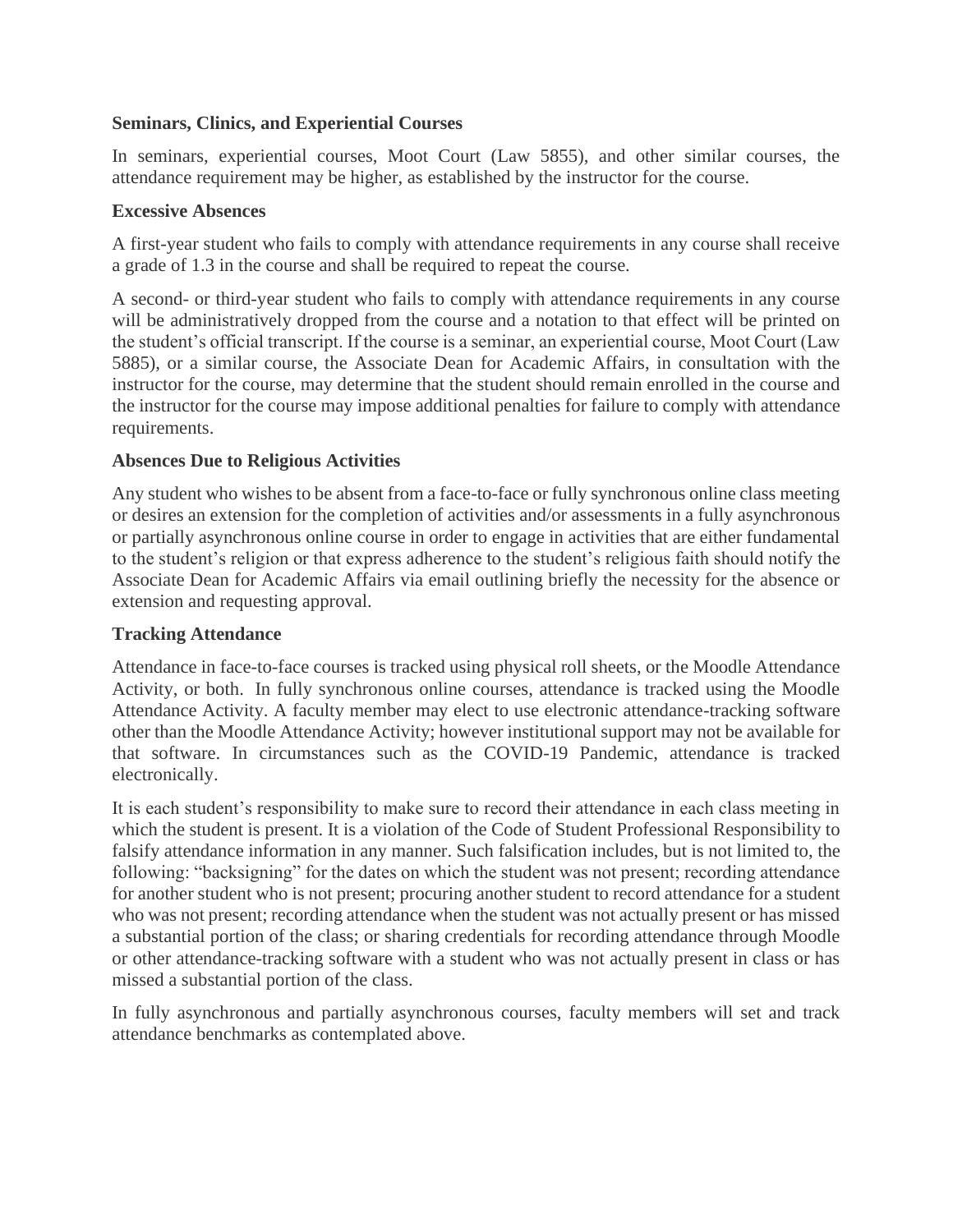**Seminars, Clinics, and Experiential Courses**

In seminars, experiential courses, Moot Court (Law 5855), and other similar courses, the attendance requirement may be higher, as established by the instructor for the course.

**Excessive Absences**

A first-year student who fails to comply with attendance requirements in any course shall receive a grade of 1.3 in the course and shall be required to repeat the course.

A second- or third-year student who fails to comply with attendance requirements in any course will be administratively dropped from the course and a notation to that effect will be printed on the student's official transcript. If the course is a seminar, an experiential course, Moot Court (Law 5885), or a similar course, the Associate Dean for Academic Affairs, in consultation with the instructor for the course, may determine that the student should remain enrolled in the course and the instructor for the course may impose additional penalties for failure to comply with attendance requirements.

**Absences Due to Religious Activities**

Any student who wishes to be absent from a face-to-face or fully synchronous online class meeting or desires an extension for the completion of activities and/or assessments in a fully asynchronous or partially asynchronous online course in order to engage in activities that are either fundamental to the student's religion or that express adherence to the student's religious faith should notify the Associate Dean for Academic Affairs via email outlining briefly the necessity for the absence or extension and requesting approval.

**Tracking Attendance**

Attendance in face-to-face courses is tracked using physical roll sheets, or the Moodle Attendance Activity, or both. In fully synchronous online courses, attendance is tracked using the Moodle Attendance Activity. A faculty member may elect to use electronic attendance-tracking software other than the Moodle Attendance Activity; however institutional support may not be available for that software. In circumstances such as the COVID-19 Pandemic, attendance is tracked electronically.

It is each student's responsibility to make sure to record their attendance in each class meeting in which the student is present. It is a violation of the Code of Student Professional Responsibility to falsify attendance information in any manner. Such falsification includes, but is not limited to, the following: "backsigning" for the dates on which the student was not present; recording attendance for another student who is not present; procuring another student to record attendance for a student who was not present; recording attendance when the student was not actually present or has missed a substantial portion of the class; or sharing credentials for recording attendance through Moodle or other attendance-tracking software with a student who was not actually present in class or has missed a substantial portion of the class.

In fully asynchronous and partially asynchronous courses, faculty members will set and track attendance benchmarks as contemplated above.